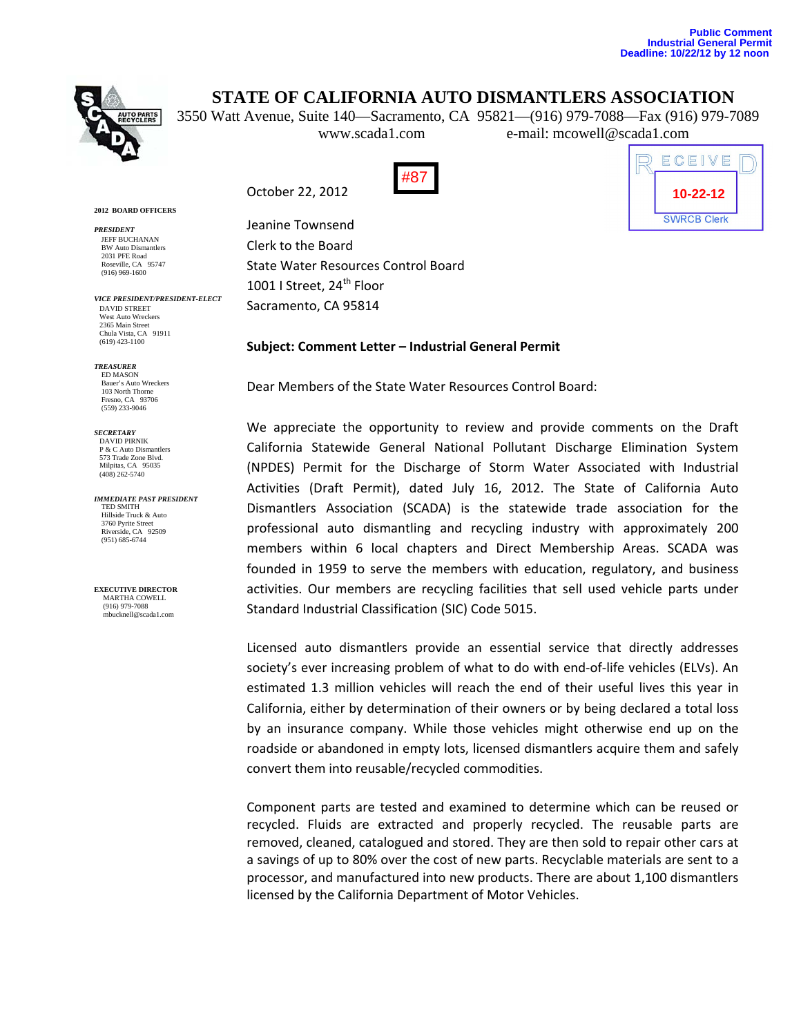Public Comment
Industrial General Permit
Deadline: 10/22/12 by 12 noon

# STATE OF CALIFORNIA AUTO DISMANTLERS ASSOCIATION

3550 Watt Avenue, Suite 140—Sacramento, CA 95821—(916) 979-7088—Fax (916) 979-7089
www.scada1.com e-mail: mcowell@scada1.com

#87

RECEIVED
10-22-12
SWRCB Clerk

**2012 BOARD OFFICERS**

***PRESIDENT***
JEFF BUCHANAN
BW Auto Dismantlers
2031 PFE Road
Roseville, CA 95747
(916) 969-1600

***VICE PRESIDENT/PRESIDENT-ELECT***
DAVID STREET
West Auto Wreckers
2365 Main Street
Chula Vista, CA 91911
(619) 423-1100

***TREASURER***
ED MASON
Bauer's Auto Wreckers
103 North Thorne
Fresno, CA 93706
(559) 233-9046

***SECRETARY***
DAVID PIRNIK
P & C Auto Dismantlers
573 Trade Zone Blvd.
Milpitas, CA 95035
(408) 262-5740

***IMMEDIATE PAST PRESIDENT***
TED SMITH
Hillside Truck & Auto
3760 Pyrite Street
Riverside, CA 92509
(951) 685-6744

**EXECUTIVE DIRECTOR**
MARTHA COWELL
(916) 979-7088
mbucknell@scada1.com

October 22, 2012

Jeanine Townsend
Clerk to the Board
State Water Resources Control Board
1001 I Street, 24th Floor
Sacramento, CA 95814

**Subject: Comment Letter – Industrial General Permit**

Dear Members of the State Water Resources Control Board:

We appreciate the opportunity to review and provide comments on the Draft California Statewide General National Pollutant Discharge Elimination System (NPDES) Permit for the Discharge of Storm Water Associated with Industrial Activities (Draft Permit), dated July 16, 2012. The State of California Auto Dismantlers Association (SCADA) is the statewide trade association for the professional auto dismantling and recycling industry with approximately 200 members within 6 local chapters and Direct Membership Areas. SCADA was founded in 1959 to serve the members with education, regulatory, and business activities. Our members are recycling facilities that sell used vehicle parts under Standard Industrial Classification (SIC) Code 5015.

Licensed auto dismantlers provide an essential service that directly addresses society's ever increasing problem of what to do with end-of-life vehicles (ELVs). An estimated 1.3 million vehicles will reach the end of their useful lives this year in California, either by determination of their owners or by being declared a total loss by an insurance company. While those vehicles might otherwise end up on the roadside or abandoned in empty lots, licensed dismantlers acquire them and safely convert them into reusable/recycled commodities.

Component parts are tested and examined to determine which can be reused or recycled. Fluids are extracted and properly recycled. The reusable parts are removed, cleaned, catalogued and stored. They are then sold to repair other cars at a savings of up to 80% over the cost of new parts. Recyclable materials are sent to a processor, and manufactured into new products. There are about 1,100 dismantlers licensed by the California Department of Motor Vehicles.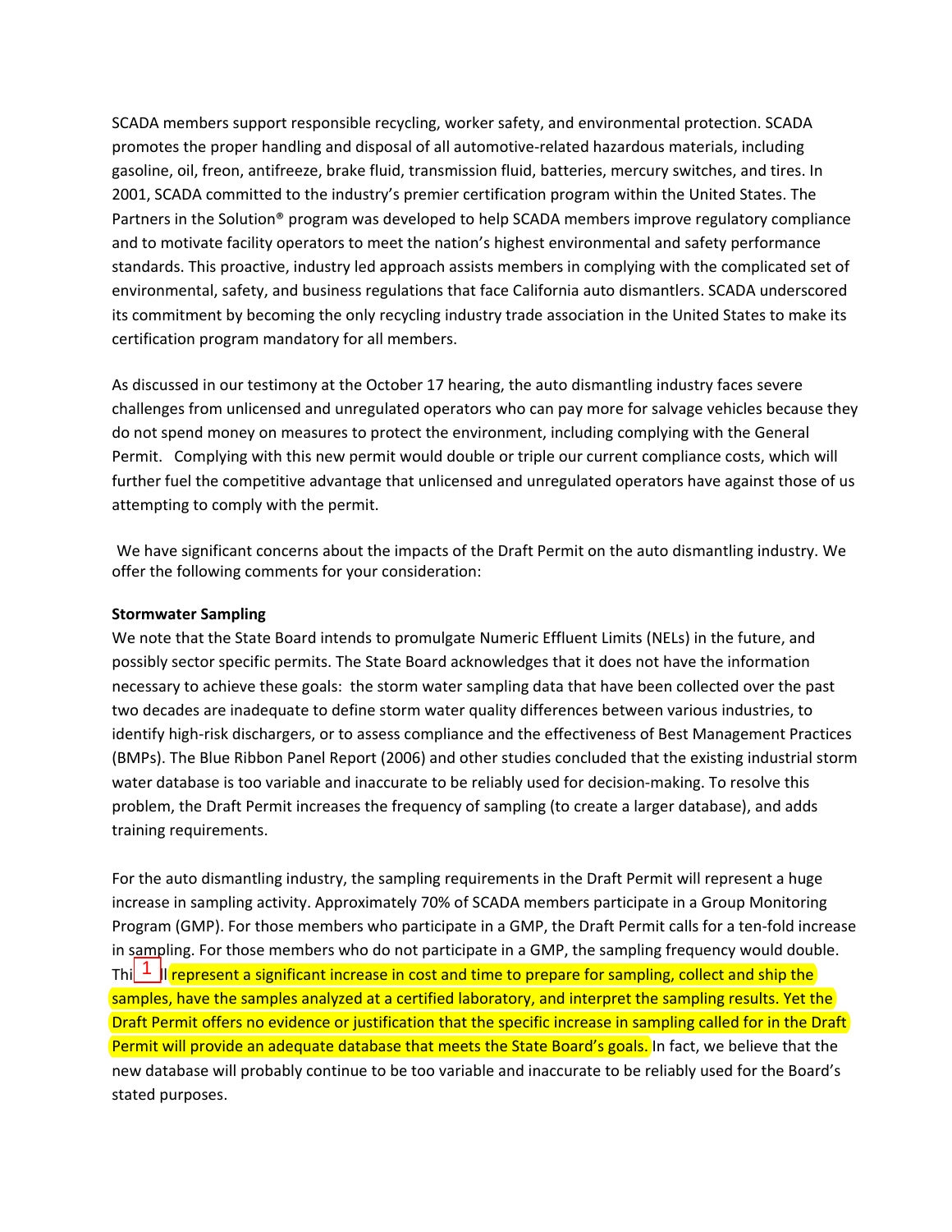SCADA members support responsible recycling, worker safety, and environmental protection. SCADA promotes the proper handling and disposal of all automotive-related hazardous materials, including gasoline, oil, freon, antifreeze, brake fluid, transmission fluid, batteries, mercury switches, and tires. In 2001, SCADA committed to the industry's premier certification program within the United States. The Partners in the Solution® program was developed to help SCADA members improve regulatory compliance and to motivate facility operators to meet the nation's highest environmental and safety performance standards. This proactive, industry led approach assists members in complying with the complicated set of environmental, safety, and business regulations that face California auto dismantlers. SCADA underscored its commitment by becoming the only recycling industry trade association in the United States to make its certification program mandatory for all members.

As discussed in our testimony at the October 17 hearing, the auto dismantling industry faces severe challenges from unlicensed and unregulated operators who can pay more for salvage vehicles because they do not spend money on measures to protect the environment, including complying with the General Permit. Complying with this new permit would double or triple our current compliance costs, which will further fuel the competitive advantage that unlicensed and unregulated operators have against those of us attempting to comply with the permit.

We have significant concerns about the impacts of the Draft Permit on the auto dismantling industry. We offer the following comments for your consideration:

**Stormwater Sampling**

We note that the State Board intends to promulgate Numeric Effluent Limits (NELs) in the future, and possibly sector specific permits. The State Board acknowledges that it does not have the information necessary to achieve these goals: the storm water sampling data that have been collected over the past two decades are inadequate to define storm water quality differences between various industries, to identify high-risk dischargers, or to assess compliance and the effectiveness of Best Management Practices (BMPs). The Blue Ribbon Panel Report (2006) and other studies concluded that the existing industrial storm water database is too variable and inaccurate to be reliably used for decision-making. To resolve this problem, the Draft Permit increases the frequency of sampling (to create a larger database), and adds training requirements.

For the auto dismantling industry, the sampling requirements in the Draft Permit will represent a huge increase in sampling activity. Approximately 70% of SCADA members participate in a Group Monitoring Program (GMP). For those members who participate in a GMP, the Draft Permit calls for a ten-fold increase in sampling. For those members who do not participate in a GMP, the sampling frequency would double. Thi[1]ll represent a significant increase in cost and time to prepare for sampling, collect and ship the samples, have the samples analyzed at a certified laboratory, and interpret the sampling results. Yet the Draft Permit offers no evidence or justification that the specific increase in sampling called for in the Draft Permit will provide an adequate database that meets the State Board's goals. In fact, we believe that the new database will probably continue to be too variable and inaccurate to be reliably used for the Board's stated purposes.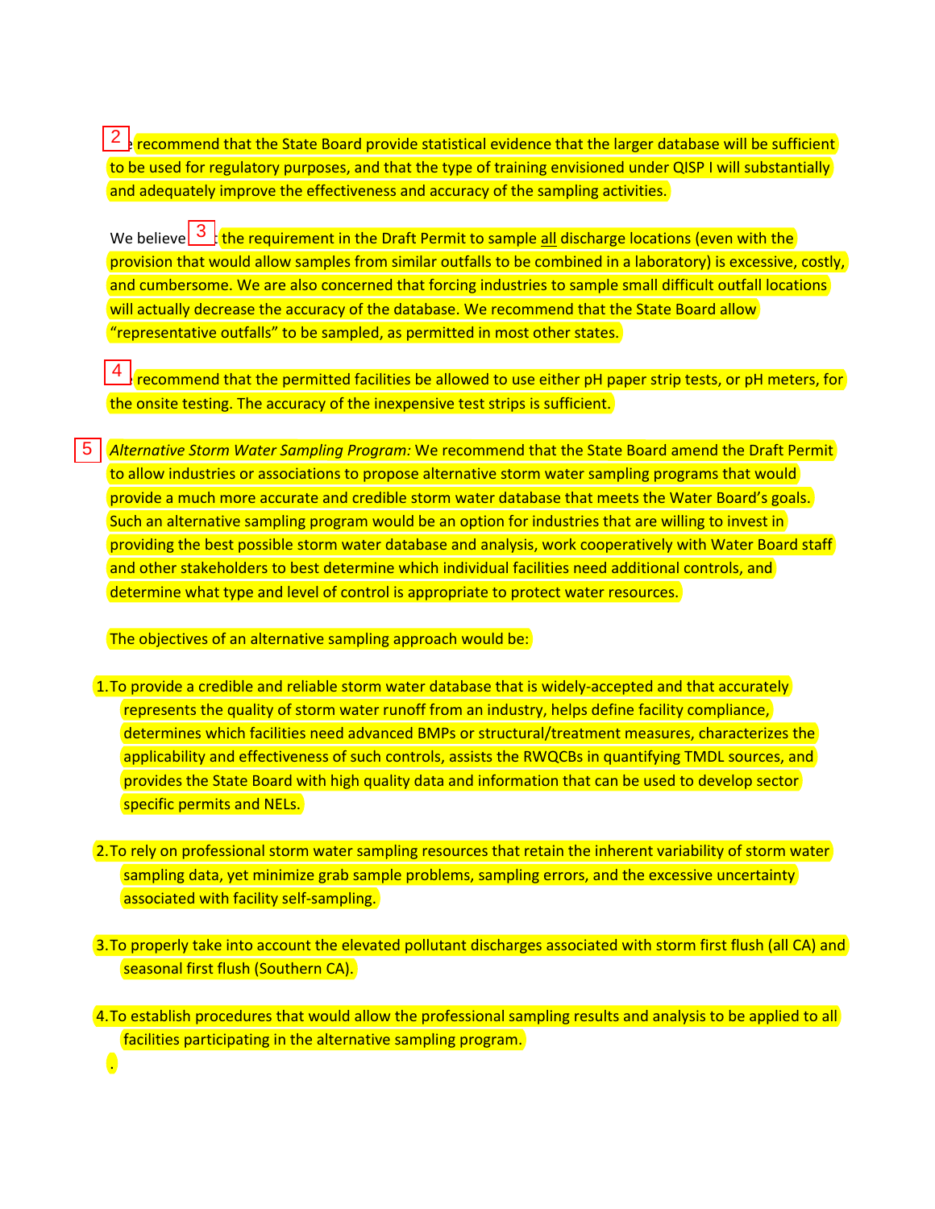[2] recommend that the State Board provide statistical evidence that the larger database will be sufficient to be used for regulatory purposes, and that the type of training envisioned under QISP I will substantially and adequately improve the effectiveness and accuracy of the sampling activities.

We believe [3] the requirement in the Draft Permit to sample all discharge locations (even with the provision that would allow samples from similar outfalls to be combined in a laboratory) is excessive, costly, and cumbersome. We are also concerned that forcing industries to sample small difficult outfall locations will actually decrease the accuracy of the database. We recommend that the State Board allow "representative outfalls" to be sampled, as permitted in most other states.

[4] recommend that the permitted facilities be allowed to use either pH paper strip tests, or pH meters, for the onsite testing. The accuracy of the inexpensive test strips is sufficient.

[5] *Alternative Storm Water Sampling Program:* We recommend that the State Board amend the Draft Permit to allow industries or associations to propose alternative storm water sampling programs that would provide a much more accurate and credible storm water database that meets the Water Board's goals. Such an alternative sampling program would be an option for industries that are willing to invest in providing the best possible storm water database and analysis, work cooperatively with Water Board staff and other stakeholders to best determine which individual facilities need additional controls, and determine what type and level of control is appropriate to protect water resources.

The objectives of an alternative sampling approach would be:

1. To provide a credible and reliable storm water database that is widely-accepted and that accurately represents the quality of storm water runoff from an industry, helps define facility compliance, determines which facilities need advanced BMPs or structural/treatment measures, characterizes the applicability and effectiveness of such controls, assists the RWQCBs in quantifying TMDL sources, and provides the State Board with high quality data and information that can be used to develop sector specific permits and NELs.

2. To rely on professional storm water sampling resources that retain the inherent variability of storm water sampling data, yet minimize grab sample problems, sampling errors, and the excessive uncertainty associated with facility self-sampling.

3. To properly take into account the elevated pollutant discharges associated with storm first flush (all CA) and seasonal first flush (Southern CA).

4. To establish procedures that would allow the professional sampling results and analysis to be applied to all facilities participating in the alternative sampling program.

.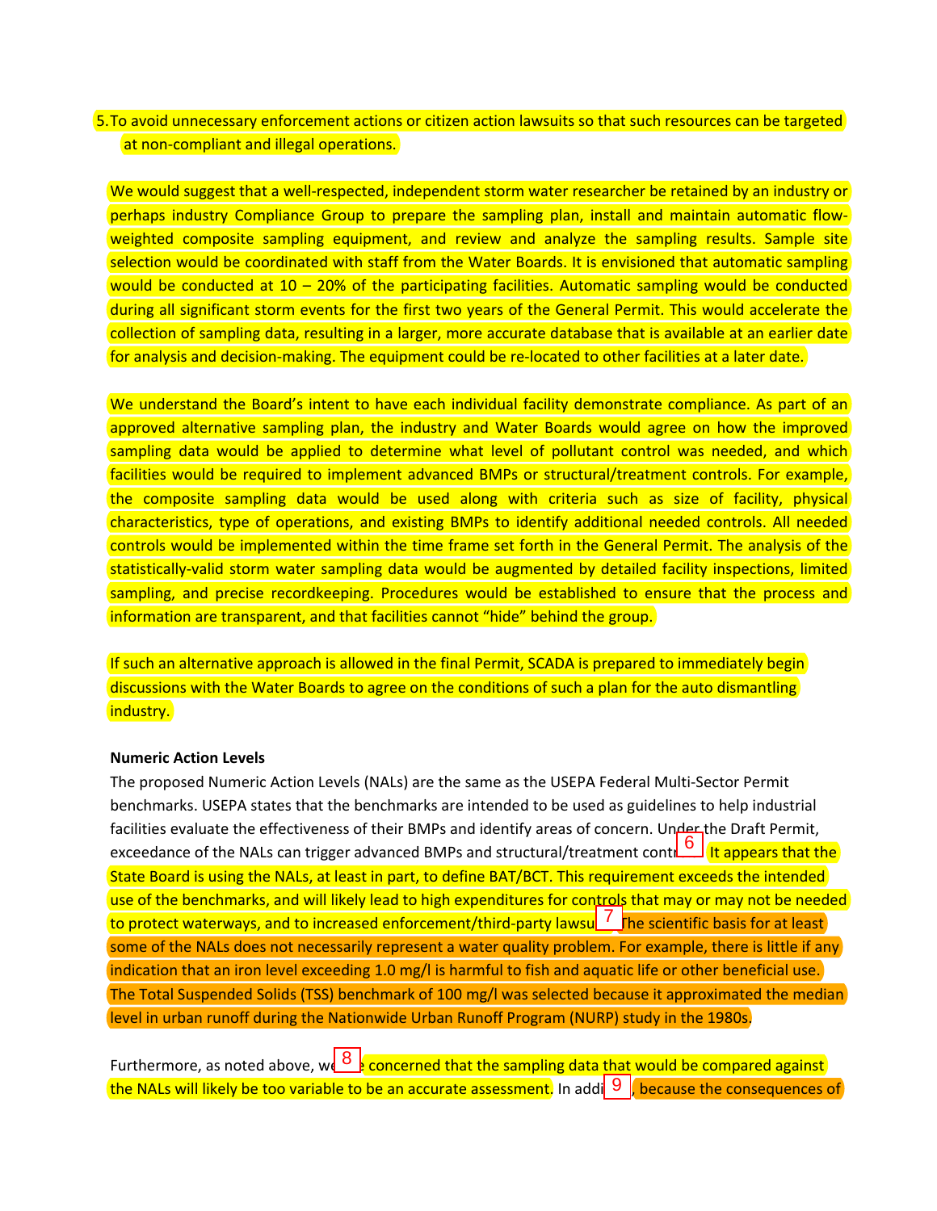5. To avoid unnecessary enforcement actions or citizen action lawsuits so that such resources can be targeted at non-compliant and illegal operations.

We would suggest that a well-respected, independent storm water researcher be retained by an industry or perhaps industry Compliance Group to prepare the sampling plan, install and maintain automatic flow-weighted composite sampling equipment, and review and analyze the sampling results. Sample site selection would be coordinated with staff from the Water Boards. It is envisioned that automatic sampling would be conducted at 10 – 20% of the participating facilities. Automatic sampling would be conducted during all significant storm events for the first two years of the General Permit. This would accelerate the collection of sampling data, resulting in a larger, more accurate database that is available at an earlier date for analysis and decision-making. The equipment could be re-located to other facilities at a later date.

We understand the Board's intent to have each individual facility demonstrate compliance. As part of an approved alternative sampling plan, the industry and Water Boards would agree on how the improved sampling data would be applied to determine what level of pollutant control was needed, and which facilities would be required to implement advanced BMPs or structural/treatment controls. For example, the composite sampling data would be used along with criteria such as size of facility, physical characteristics, type of operations, and existing BMPs to identify additional needed controls. All needed controls would be implemented within the time frame set forth in the General Permit. The analysis of the statistically-valid storm water sampling data would be augmented by detailed facility inspections, limited sampling, and precise recordkeeping. Procedures would be established to ensure that the process and information are transparent, and that facilities cannot "hide" behind the group.

If such an alternative approach is allowed in the final Permit, SCADA is prepared to immediately begin discussions with the Water Boards to agree on the conditions of such a plan for the auto dismantling industry.

**Numeric Action Levels**

The proposed Numeric Action Levels (NALs) are the same as the USEPA Federal Multi-Sector Permit benchmarks. USEPA states that the benchmarks are intended to be used as guidelines to help industrial facilities evaluate the effectiveness of their BMPs and identify areas of concern. Under the Draft Permit, exceedance of the NALs can trigger advanced BMPs and structural/treatment contr[6] It appears that the State Board is using the NALs, at least in part, to define BAT/BCT. This requirement exceeds the intended use of the benchmarks, and will likely lead to high expenditures for controls that may or may not be needed to protect waterways, and to increased enforcement/third-party lawsu[7] The scientific basis for at least some of the NALs does not necessarily represent a water quality problem. For example, there is little if any indication that an iron level exceeding 1.0 mg/l is harmful to fish and aquatic life or other beneficial use. The Total Suspended Solids (TSS) benchmark of 100 mg/l was selected because it approximated the median level in urban runoff during the Nationwide Urban Runoff Program (NURP) study in the 1980s.

Furthermore, as noted above, w[8] concerned that the sampling data that would be compared against the NALs will likely be too variable to be an accurate assessment. In addi[9], because the consequences of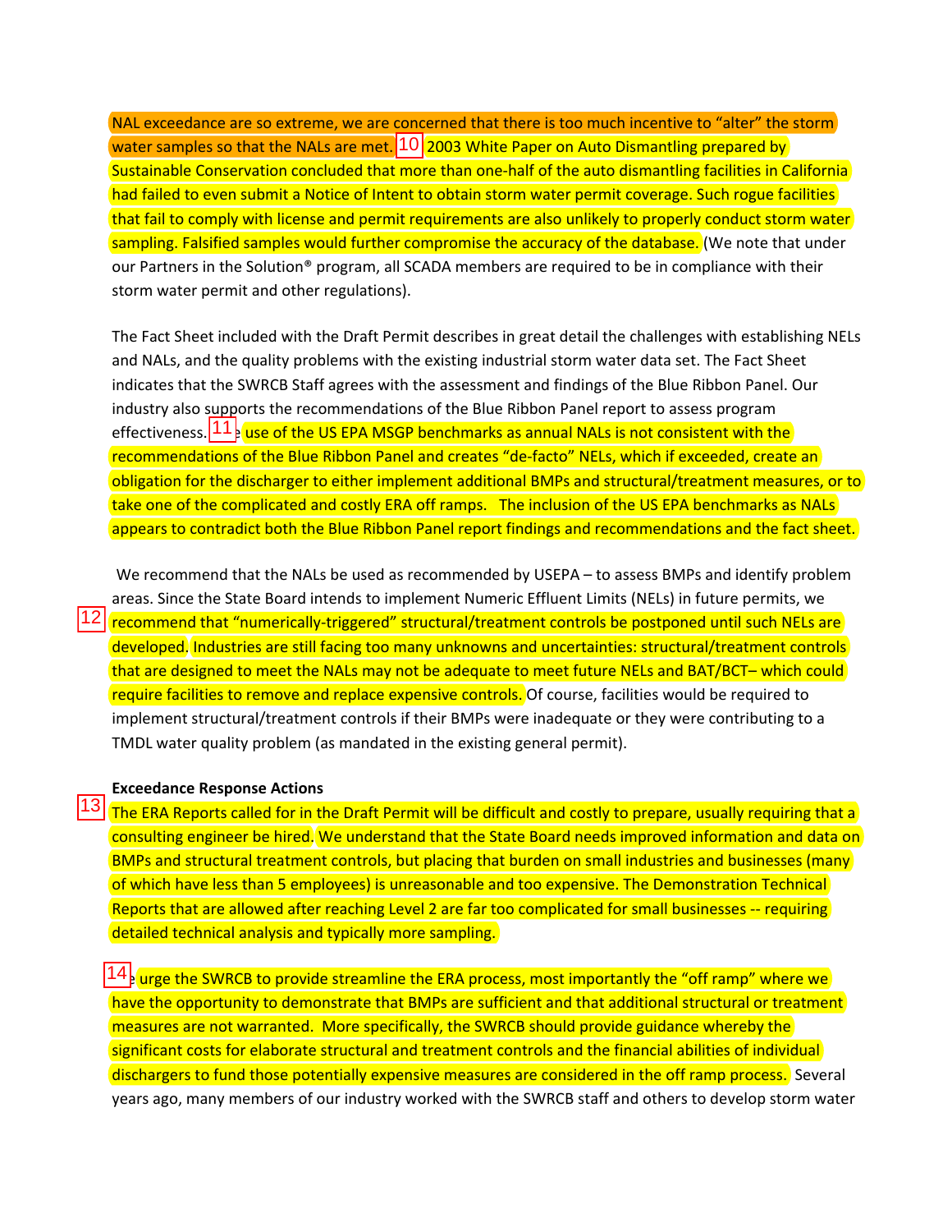NAL exceedance are so extreme, we are concerned that there is too much incentive to "alter" the storm water samples so that the NALs are met. [10] 2003 White Paper on Auto Dismantling prepared by Sustainable Conservation concluded that more than one-half of the auto dismantling facilities in California had failed to even submit a Notice of Intent to obtain storm water permit coverage. Such rogue facilities that fail to comply with license and permit requirements are also unlikely to properly conduct storm water sampling. Falsified samples would further compromise the accuracy of the database. (We note that under our Partners in the Solution® program, all SCADA members are required to be in compliance with their storm water permit and other regulations).

The Fact Sheet included with the Draft Permit describes in great detail the challenges with establishing NELs and NALs, and the quality problems with the existing industrial storm water data set. The Fact Sheet indicates that the SWRCB Staff agrees with the assessment and findings of the Blue Ribbon Panel. Our industry also supports the recommendations of the Blue Ribbon Panel report to assess program effectiveness. [11]e use of the US EPA MSGP benchmarks as annual NALs is not consistent with the recommendations of the Blue Ribbon Panel and creates "de-facto" NELs, which if exceeded, create an obligation for the discharger to either implement additional BMPs and structural/treatment measures, or to take one of the complicated and costly ERA off ramps. The inclusion of the US EPA benchmarks as NALs appears to contradict both the Blue Ribbon Panel report findings and recommendations and the fact sheet.

We recommend that the NALs be used as recommended by USEPA – to assess BMPs and identify problem areas. Since the State Board intends to implement Numeric Effluent Limits (NELs) in future permits, we [12] recommend that "numerically-triggered" structural/treatment controls be postponed until such NELs are developed. Industries are still facing too many unknowns and uncertainties: structural/treatment controls that are designed to meet the NALs may not be adequate to meet future NELs and BAT/BCT– which could require facilities to remove and replace expensive controls. Of course, facilities would be required to implement structural/treatment controls if their BMPs were inadequate or they were contributing to a TMDL water quality problem (as mandated in the existing general permit).

**Exceedance Response Actions**

[13] The ERA Reports called for in the Draft Permit will be difficult and costly to prepare, usually requiring that a consulting engineer be hired. We understand that the State Board needs improved information and data on BMPs and structural treatment controls, but placing that burden on small industries and businesses (many of which have less than 5 employees) is unreasonable and too expensive. The Demonstration Technical Reports that are allowed after reaching Level 2 are far too complicated for small businesses -- requiring detailed technical analysis and typically more sampling.

[14]e urge the SWRCB to provide streamline the ERA process, most importantly the "off ramp" where we have the opportunity to demonstrate that BMPs are sufficient and that additional structural or treatment measures are not warranted. More specifically, the SWRCB should provide guidance whereby the significant costs for elaborate structural and treatment controls and the financial abilities of individual dischargers to fund those potentially expensive measures are considered in the off ramp process. Several years ago, many members of our industry worked with the SWRCB staff and others to develop storm water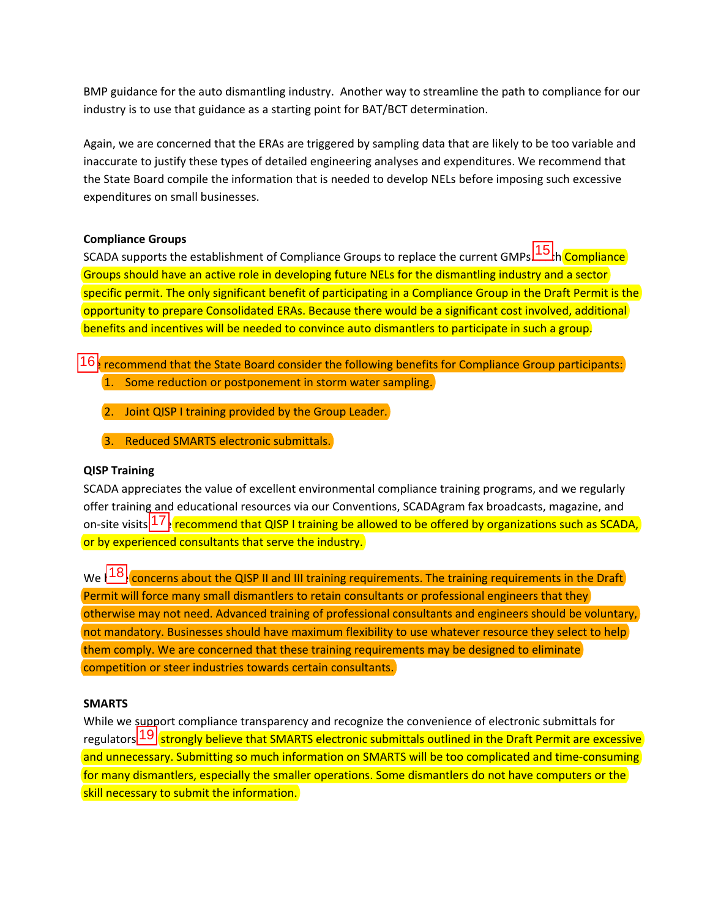BMP guidance for the auto dismantling industry. Another way to streamline the path to compliance for our industry is to use that guidance as a starting point for BAT/BCT determination.

Again, we are concerned that the ERAs are triggered by sampling data that are likely to be too variable and inaccurate to justify these types of detailed engineering analyses and expenditures. We recommend that the State Board compile the information that is needed to develop NELs before imposing such excessive expenditures on small businesses.

**Compliance Groups**

SCADA supports the establishment of Compliance Groups to replace the current GMPs. [15] ...h Compliance Groups should have an active role in developing future NELs for the dismantling industry and a sector specific permit. The only significant benefit of participating in a Compliance Group in the Draft Permit is the opportunity to prepare Consolidated ERAs. Because there would be a significant cost involved, additional benefits and incentives will be needed to convince auto dismantlers to participate in such a group.

[16] ...e recommend that the State Board consider the following benefits for Compliance Group participants:

1. Some reduction or postponement in storm water sampling.
2. Joint QISP I training provided by the Group Leader.
3. Reduced SMARTS electronic submittals.

**QISP Training**

SCADA appreciates the value of excellent environmental compliance training programs, and we regularly offer training and educational resources via our Conventions, SCADAgram fax broadcasts, magazine, and on-site visits [17] ...e recommend that QISP I training be allowed to be offered by organizations such as SCADA, or by experienced consultants that serve the industry.

We h[18]... concerns about the QISP II and III training requirements. The training requirements in the Draft Permit will force many small dismantlers to retain consultants or professional engineers that they otherwise may not need. Advanced training of professional consultants and engineers should be voluntary, not mandatory. Businesses should have maximum flexibility to use whatever resource they select to help them comply. We are concerned that these training requirements may be designed to eliminate competition or steer industries towards certain consultants.

**SMARTS**

While we support compliance transparency and recognize the convenience of electronic submittals for regulators [19] strongly believe that SMARTS electronic submittals outlined in the Draft Permit are excessive and unnecessary. Submitting so much information on SMARTS will be too complicated and time-consuming for many dismantlers, especially the smaller operations. Some dismantlers do not have computers or the skill necessary to submit the information.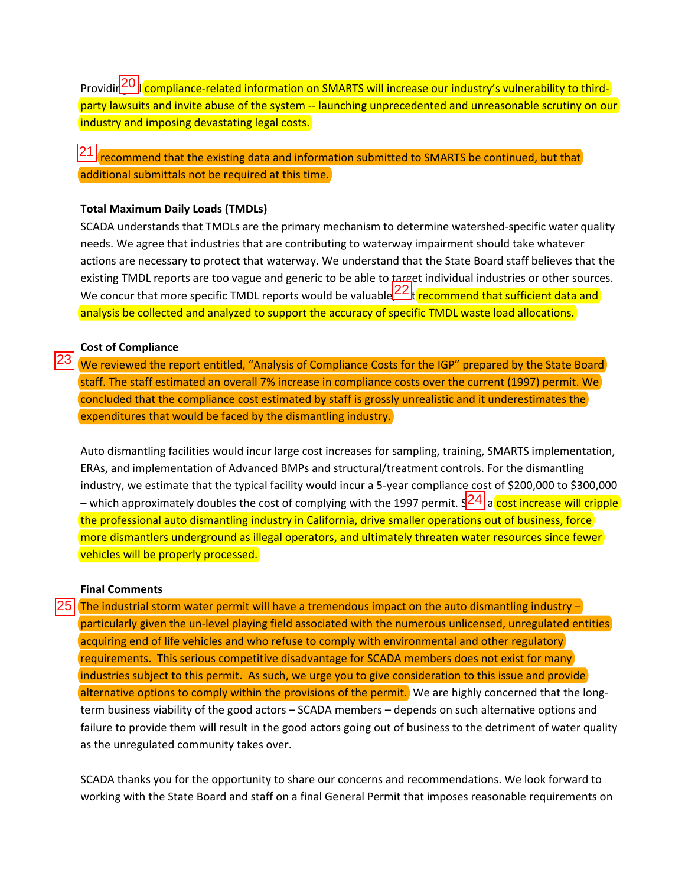Providi[20] l compliance-related information on SMARTS will increase our industry's vulnerability to third-party lawsuits and invite abuse of the system -- launching unprecedented and unreasonable scrutiny on our industry and imposing devastating legal costs.

[21] recommend that the existing data and information submitted to SMARTS be continued, but that additional submittals not be required at this time.

**Total Maximum Daily Loads (TMDLs)**

SCADA understands that TMDLs are the primary mechanism to determine watershed-specific water quality needs. We agree that industries that are contributing to waterway impairment should take whatever actions are necessary to protect that waterway. We understand that the State Board staff believes that the existing TMDL reports are too vague and generic to be able to target individual industries or other sources. We concur that more specific TMDL reports would be valuable[22] t recommend that sufficient data and analysis be collected and analyzed to support the accuracy of specific TMDL waste load allocations.

**Cost of Compliance**

[23] We reviewed the report entitled, "Analysis of Compliance Costs for the IGP" prepared by the State Board staff. The staff estimated an overall 7% increase in compliance costs over the current (1997) permit. We concluded that the compliance cost estimated by staff is grossly unrealistic and it underestimates the expenditures that would be faced by the dismantling industry.

Auto dismantling facilities would incur large cost increases for sampling, training, SMARTS implementation, ERAs, and implementation of Advanced BMPs and structural/treatment controls. For the dismantling industry, we estimate that the typical facility would incur a 5-year compliance cost of $200,000 to $300,000 – which approximately doubles the cost of complying with the 1997 permit. S[24] a cost increase will cripple the professional auto dismantling industry in California, drive smaller operations out of business, force more dismantlers underground as illegal operators, and ultimately threaten water resources since fewer vehicles will be properly processed.

**Final Comments**

[25] The industrial storm water permit will have a tremendous impact on the auto dismantling industry – particularly given the un-level playing field associated with the numerous unlicensed, unregulated entities acquiring end of life vehicles and who refuse to comply with environmental and other regulatory requirements. This serious competitive disadvantage for SCADA members does not exist for many industries subject to this permit. As such, we urge you to give consideration to this issue and provide alternative options to comply within the provisions of the permit. We are highly concerned that the long-term business viability of the good actors – SCADA members – depends on such alternative options and failure to provide them will result in the good actors going out of business to the detriment of water quality as the unregulated community takes over.

SCADA thanks you for the opportunity to share our concerns and recommendations. We look forward to working with the State Board and staff on a final General Permit that imposes reasonable requirements on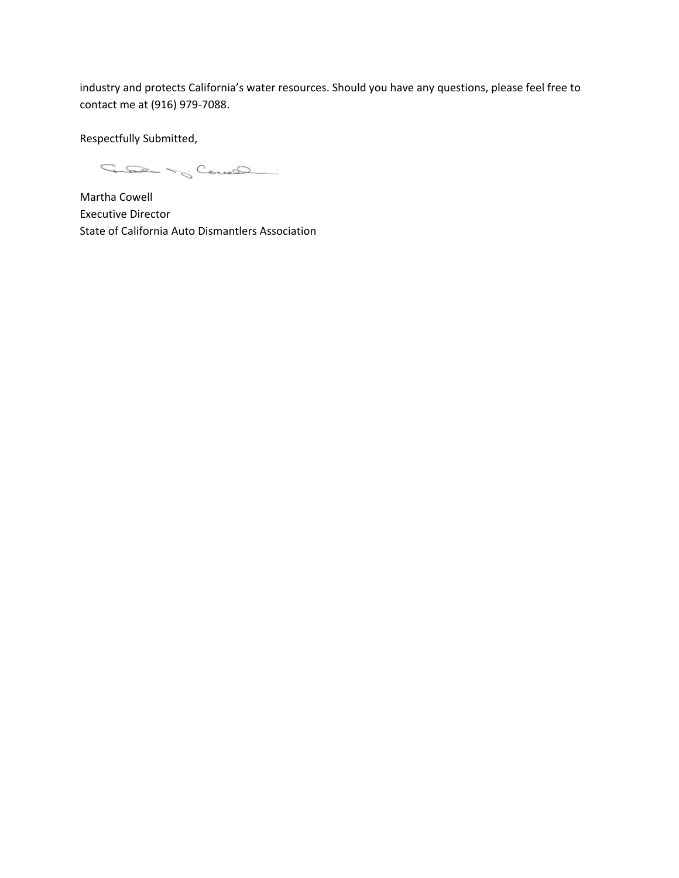industry and protects California's water resources. Should you have any questions, please feel free to contact me at (916) 979-7088.

Respectfully Submitted,

Martha Cowell
Executive Director
State of California Auto Dismantlers Association